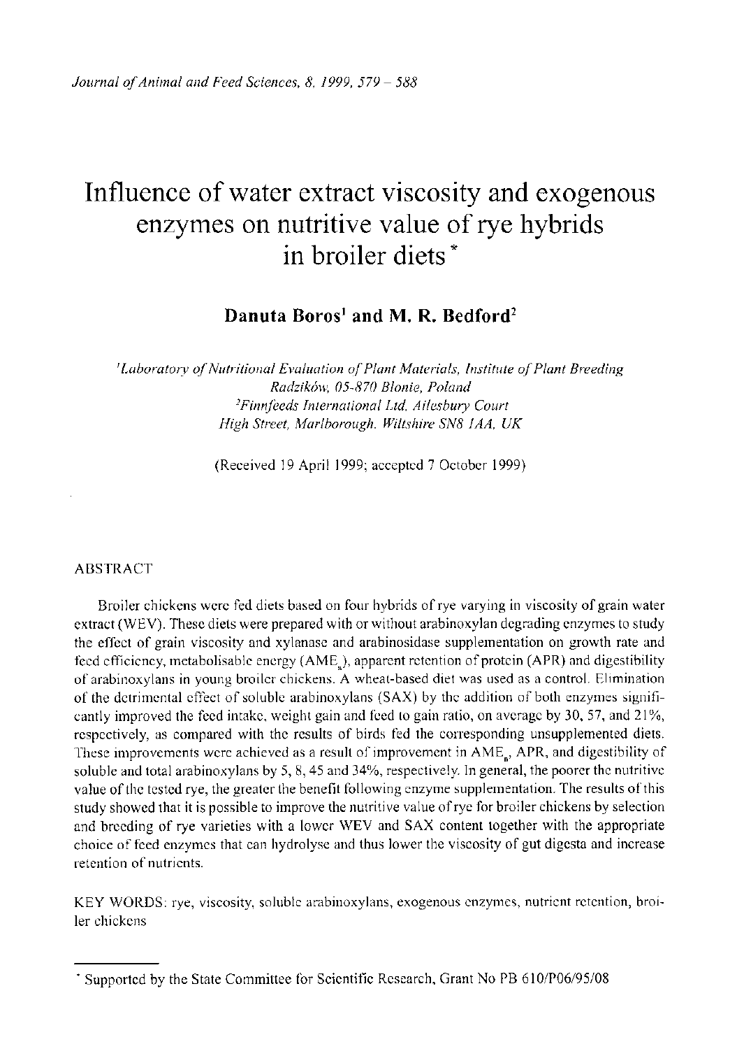# Influence of water extract viscosity and exogenous enzymes on nutritive value of rye hybrids in broiler diets*

**Danuta Boros[1] and M. R. Bedford[2]**

*[1]Laboratory of Nutritional Evaluation of Plant Materials, Institute of Plant Breeding Radzików, 05-870 Błonie, Poland*
*[2]Finnfeeds International Ltd, Ailesbury Court High Street, Marlborough, Wiltshire SN8 1AA, UK*

(Received 19 April 1999; accepted 7 October 1999)

## ABSTRACT

Broiler chickens were fed diets based on four hybrids of rye varying in viscosity of grain water extract (WEV). These diets were prepared with or without arabinoxylan degrading enzymes to study the effect of grain viscosity and xylanase and arabinosidase supplementation on growth rate and feed efficiency, metabolisable energy ($AME_n$), apparent retention of protein (APR) and digestibility of arabinoxylans in young broiler chickens. A wheat-based diet was used as a control. Elimination of the detrimental effect of soluble arabinoxylans (SAX) by the addition of both enzymes significantly improved the feed intake, weight gain and feed to gain ratio, on average by 30, 57, and 21%, respectively, as compared with the results of birds fed the corresponding unsupplemented diets. These improvements were achieved as a result of improvement in $AME_n$, APR, and digestibility of soluble and total arabinoxylans by 5, 8, 45 and 34%, respectively. In general, the poorer the nutritive value of the tested rye, the greater the benefit following enzyme supplementation. The results of this study showed that it is possible to improve the nutritive value of rye for broiler chickens by selection and breeding of rye varieties with a lower WEV and SAX content together with the appropriate choice of feed enzymes that can hydrolyse and thus lower the viscosity of gut digesta and increase retention of nutrients.

KEY WORDS: rye, viscosity, soluble arabinoxylans, exogenous enzymes, nutrient retention, broiler chickens

---

* Supported by the State Committee for Scientific Research, Grant No PB 610/P06/95/08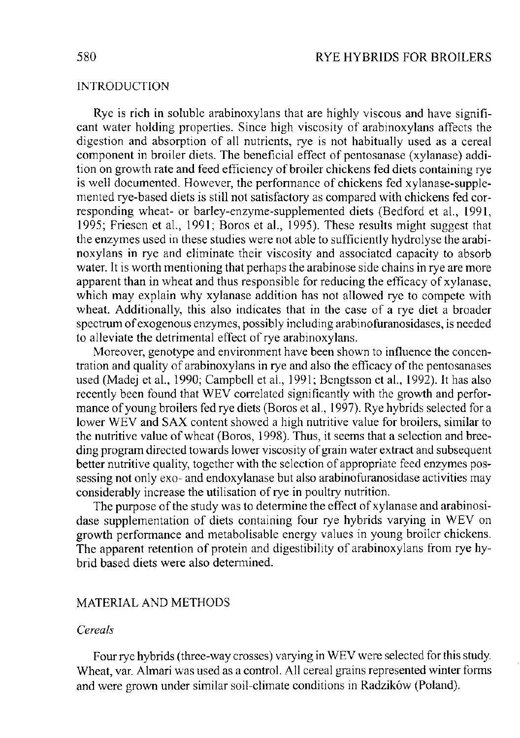## INTRODUCTION

Rye is rich in soluble arabinoxylans that are highly viscous and have significant water holding properties. Since high viscosity of arabinoxylans affects the digestion and absorption of all nutrients, rye is not habitually used as a cereal component in broiler diets. The beneficial effect of pentosanase (xylanase) addition on growth rate and feed efficiency of broiler chickens fed diets containing rye is well documented. However, the performance of chickens fed xylanase-supplemented rye-based diets is still not satisfactory as compared with chickens fed corresponding wheat- or barley-enzyme-supplemented diets (Bedford et al., 1991, 1995; Friesen et al., 1991; Boros et al., 1995). These results might suggest that the enzymes used in these studies were not able to sufficiently hydrolyse the arabinoxylans in rye and eliminate their viscosity and associated capacity to absorb water. It is worth mentioning that perhaps the arabinose side chains in rye are more apparent than in wheat and thus responsible for reducing the efficacy of xylanase, which may explain why xylanase addition has not allowed rye to compete with wheat. Additionally, this also indicates that in the case of a rye diet a broader spectrum of exogenous enzymes, possibly including arabinofuranosidases, is needed to alleviate the detrimental effect of rye arabinoxylans.

Moreover, genotype and environment have been shown to influence the concentration and quality of arabinoxylans in rye and also the efficacy of the pentosanases used (Madej et al., 1990; Campbell et al., 1991; Bengtsson et al., 1992). It has also recently been found that WEV correlated significantly with the growth and performance of young broilers fed rye diets (Boros et al., 1997). Rye hybrids selected for a lower WEV and SAX content showed a high nutritive value for broilers, similar to the nutritive value of wheat (Boros, 1998). Thus, it seems that a selection and breeding program directed towards lower viscosity of grain water extract and subsequent better nutritive quality, together with the selection of appropriate feed enzymes possessing not only exo- and endoxylanase but also arabinofuranosidase activities may considerably increase the utilisation of rye in poultry nutrition.

The purpose of the study was to determine the effect of xylanase and arabinosidase supplementation of diets containing four rye hybrids varying in WEV on growth performance and metabolisable energy values in young broiler chickens. The apparent retention of protein and digestibility of arabinoxylans from rye hybrid based diets were also determined.

## MATERIAL AND METHODS

### *Cereals*

Four rye hybrids (three-way crosses) varying in WEV were selected for this study. Wheat, var. Almari was used as a control. All cereal grains represented winter forms and were grown under similar soil-climate conditions in Radzików (Poland).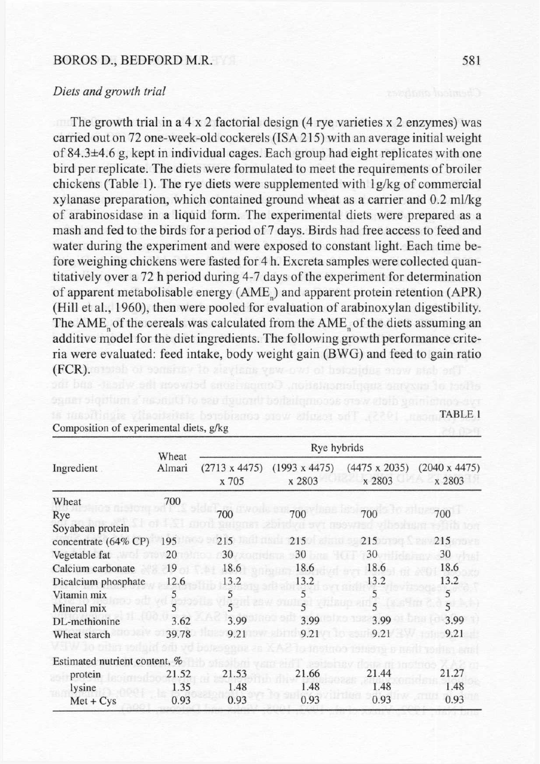*Diets and growth trial*

The growth trial in a 4 x 2 factorial design (4 rye varieties x 2 enzymes) was carried out on 72 one-week-old cockerels (ISA 215) with an average initial weight of 84.3±4.6 g, kept in individual cages. Each group had eight replicates with one bird per replicate. The diets were formulated to meet the requirements of broiler chickens (Table 1). The rye diets were supplemented with 1g/kg of commercial xylanase preparation, which contained ground wheat as a carrier and 0.2 ml/kg of arabinosidase in a liquid form. The experimental diets were prepared as a mash and fed to the birds for a period of 7 days. Birds had free access to feed and water during the experiment and were exposed to constant light. Each time before weighing chickens were fasted for 4 h. Excreta samples were collected quantitatively over a 72 h period during 4-7 days of the experiment for determination of apparent metabolisable energy ($AME_n$) and apparent protein retention (APR) (Hill et al., 1960), then were pooled for evaluation of arabinoxylan digestibility. The $AME_n$ of the cereals was calculated from the $AME_n$ of the diets assuming an additive model for the diet ingredients. The following growth performance criteria were evaluated: feed intake, body weight gain (BWG) and feed to gain ratio (FCR).

TABLE 1

Composition of experimental diets, g/kg

| Ingredient | Wheat Almari | Rye hybrids | | | |
|---|---|---|---|---|---|
| | | (2713 x 4475) x 705 | (1993 x 4475) x 2803 | (4475 x 2035) x 2803 | (2040 x 4475) x 2803 |
| Wheat | 700 | | | | |
| Rye | | 700 | 700 | 700 | 700 |
| Soyabean protein concentrate (64% CP) | 195 | 215 | 215 | 215 | 215 |
| Vegetable fat | 20 | 30 | 30 | 30 | 30 |
| Calcium carbonate | 19 | 18.6 | 18.6 | 18.6 | 18.6 |
| Dicalcium phosphate | 12.6 | 13.2 | 13.2 | 13.2 | 13.2 |
| Vitamin mix | 5 | 5 | 5 | 5 | 5 |
| Mineral mix | 5 | 5 | 5 | 5 | 5 |
| DL-methionine | 3.62 | 3.99 | 3.99 | 3.99 | 3.99 |
| Wheat starch | 39.78 | 9.21 | 9.21 | 9.21 | 9.21 |
| Estimated nutrient content, % | | | | | |
| protein | 21.52 | 21.53 | 21.66 | 21.44 | 21.27 |
| lysine | 1.35 | 1.48 | 1.48 | 1.48 | 1.48 |
| Met + Cys | 0.93 | 0.93 | 0.93 | 0.93 | 0.93 |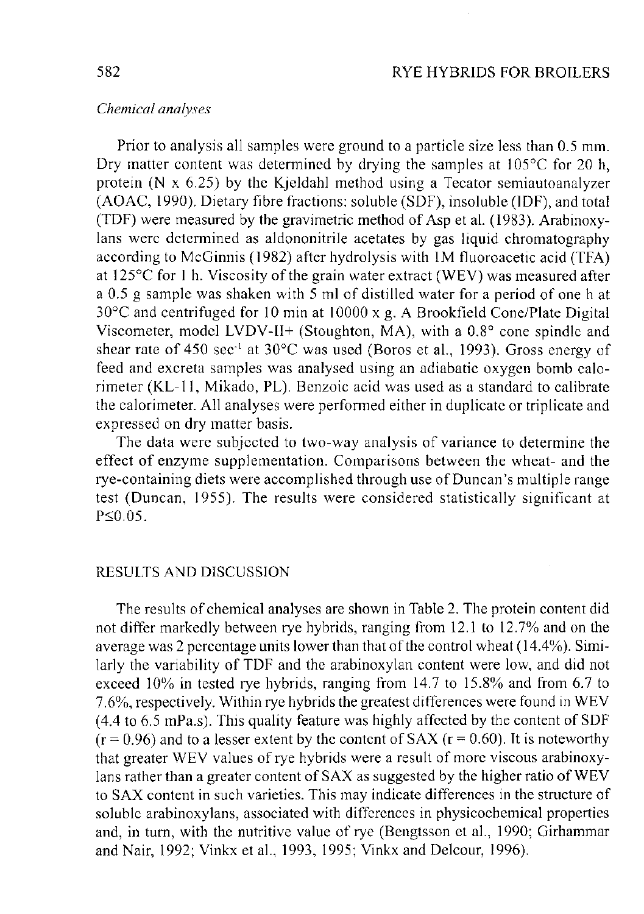*Chemical analyses*

Prior to analysis all samples were ground to a particle size less than 0.5 mm. Dry matter content was determined by drying the samples at 105°C for 20 h, protein (N x 6.25) by the Kjeldahl method using a Tecator semiautoanalyzer (AOAC, 1990). Dietary fibre fractions: soluble (SDF), insoluble (IDF), and total (TDF) were measured by the gravimetric method of Asp et al. (1983). Arabinoxylans were determined as aldononitrile acetates by gas liquid chromatography according to McGinnis (1982) after hydrolysis with 1M fluoroacetic acid (TFA) at 125°C for 1 h. Viscosity of the grain water extract (WEV) was measured after a 0.5 g sample was shaken with 5 ml of distilled water for a period of one h at 30°C and centrifuged for 10 min at 10000 x g. A Brookfield Cone/Plate Digital Viscometer, model LVDV-II+ (Stoughton, MA), with a 0.8° cone spindle and shear rate of 450 $sec^{-1}$ at 30°C was used (Boros et al., 1993). Gross energy of feed and excreta samples was analysed using an adiabatic oxygen bomb calorimeter (KL-11, Mikado, PL). Benzoic acid was used as a standard to calibrate the calorimeter. All analyses were performed either in duplicate or triplicate and expressed on dry matter basis.

The data were subjected to two-way analysis of variance to determine the effect of enzyme supplementation. Comparisons between the wheat- and the rye-containing diets were accomplished through use of Duncan's multiple range test (Duncan, 1955). The results were considered statistically significant at $P \leq 0.05$.

## RESULTS AND DISCUSSION

The results of chemical analyses are shown in Table 2. The protein content did not differ markedly between rye hybrids, ranging from 12.1 to 12.7% and on the average was 2 percentage units lower than that of the control wheat (14.4%). Similarly the variability of TDF and the arabinoxylan content were low, and did not exceed 10% in tested rye hybrids, ranging from 14.7 to 15.8% and from 6.7 to 7.6%, respectively. Within rye hybrids the greatest differences were found in WEV (4.4 to 6.5 mPa.s). This quality feature was highly affected by the content of SDF ($r = 0.96$) and to a lesser extent by the content of SAX ($r = 0.60$). It is noteworthy that greater WEV values of rye hybrids were a result of more viscous arabinoxylans rather than a greater content of SAX as suggested by the higher ratio of WEV to SAX content in such varieties. This may indicate differences in the structure of soluble arabinoxylans, associated with differences in physicochemical properties and, in turn, with the nutritive value of rye (Bengtsson et al., 1990; Girhammar and Nair, 1992; Vinkx et al., 1993, 1995; Vinkx and Delcour, 1996).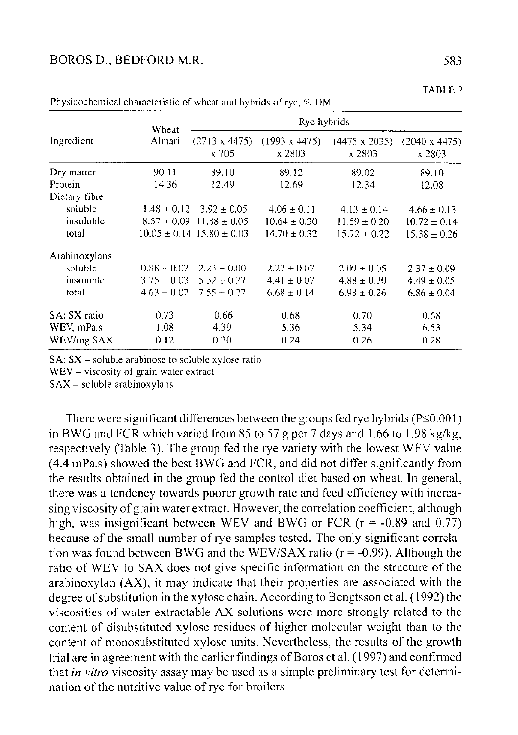TABLE 2

Physicochemical characteristic of wheat and hybrids of rye, % DM

| Ingredient | Wheat Almari | Rye hybrids | | | |
|---|---|---|---|---|---|
| | | (2713 x 4475) x 705 | (1993 x 4475) x 2803 | (4475 x 2035) x 2803 | (2040 x 4475) x 2803 |
| Dry matter | 90.11 | 89.10 | 89.12 | 89.02 | 89.10 |
| Protein | 14.36 | 12.49 | 12.69 | 12.34 | 12.08 |
| Dietary fibre | | | | | |
| soluble | 1.48 ± 0.12 | 3.92 ± 0.05 | 4.06 ± 0.11 | 4.13 ± 0.14 | 4.66 ± 0.13 |
| insoluble | 8.57 ± 0.09 | 11.88 ± 0.05 | 10.64 ± 0.30 | 11.59 ± 0.20 | 10.72 ± 0.14 |
| total | 10.05 ± 0.14 | 15.80 ± 0.03 | 14.70 ± 0.32 | 15.72 ± 0.22 | 15.38 ± 0.26 |
| Arabinoxylans | | | | | |
| soluble | 0.88 ± 0.02 | 2.23 ± 0.00 | 2.27 ± 0.07 | 2.09 ± 0.05 | 2.37 ± 0.09 |
| insoluble | 3.75 ± 0.03 | 5.32 ± 0.27 | 4.41 ± 0.07 | 4.88 ± 0.30 | 4.49 ± 0.05 |
| total | 4.63 ± 0.02 | 7.55 ± 0.27 | 6.68 ± 0.14 | 6.98 ± 0.26 | 6.86 ± 0.04 |
| SA: SX ratio | 0.73 | 0.66 | 0.68 | 0.70 | 0.68 |
| WEV, mPa.s | 1.08 | 4.39 | 5.36 | 5.34 | 6.53 |
| WEV/mg SAX | 0.12 | 0.20 | 0.24 | 0.26 | 0.28 |

SA: SX – soluble arabinose to soluble xylose ratio

WEV – viscosity of grain water extract

SAX – soluble arabinoxylans

There were significant differences between the groups fed rye hybrids ($P \leq 0.001$) in BWG and FCR which varied from 85 to 57 g per 7 days and 1.66 to 1.98 kg/kg, respectively (Table 3). The group fed the rye variety with the lowest WEV value (4.4 mPa.s) showed the best BWG and FCR, and did not differ significantly from the results obtained in the group fed the control diet based on wheat. In general, there was a tendency towards poorer growth rate and feed efficiency with increasing viscosity of grain water extract. However, the correlation coefficient, although high, was insignificant between WEV and BWG or FCR ($r = -0.89$ and $0.77$) because of the small number of rye samples tested. The only significant correlation was found between BWG and the WEV/SAX ratio ($r = -0.99$). Although the ratio of WEV to SAX does not give specific information on the structure of the arabinoxylan (AX), it may indicate that their properties are associated with the degree of substitution in the xylose chain. According to Bengtsson et al. (1992) the viscosities of water extractable AX solutions were more strongly related to the content of disubstituted xylose residues of higher molecular weight than to the content of monosubstituted xylose units. Nevertheless, the results of the growth trial are in agreement with the earlier findings of Boros et al. (1997) and confirmed that *in vitro* viscosity assay may be used as a simple preliminary test for determination of the nutritive value of rye for broilers.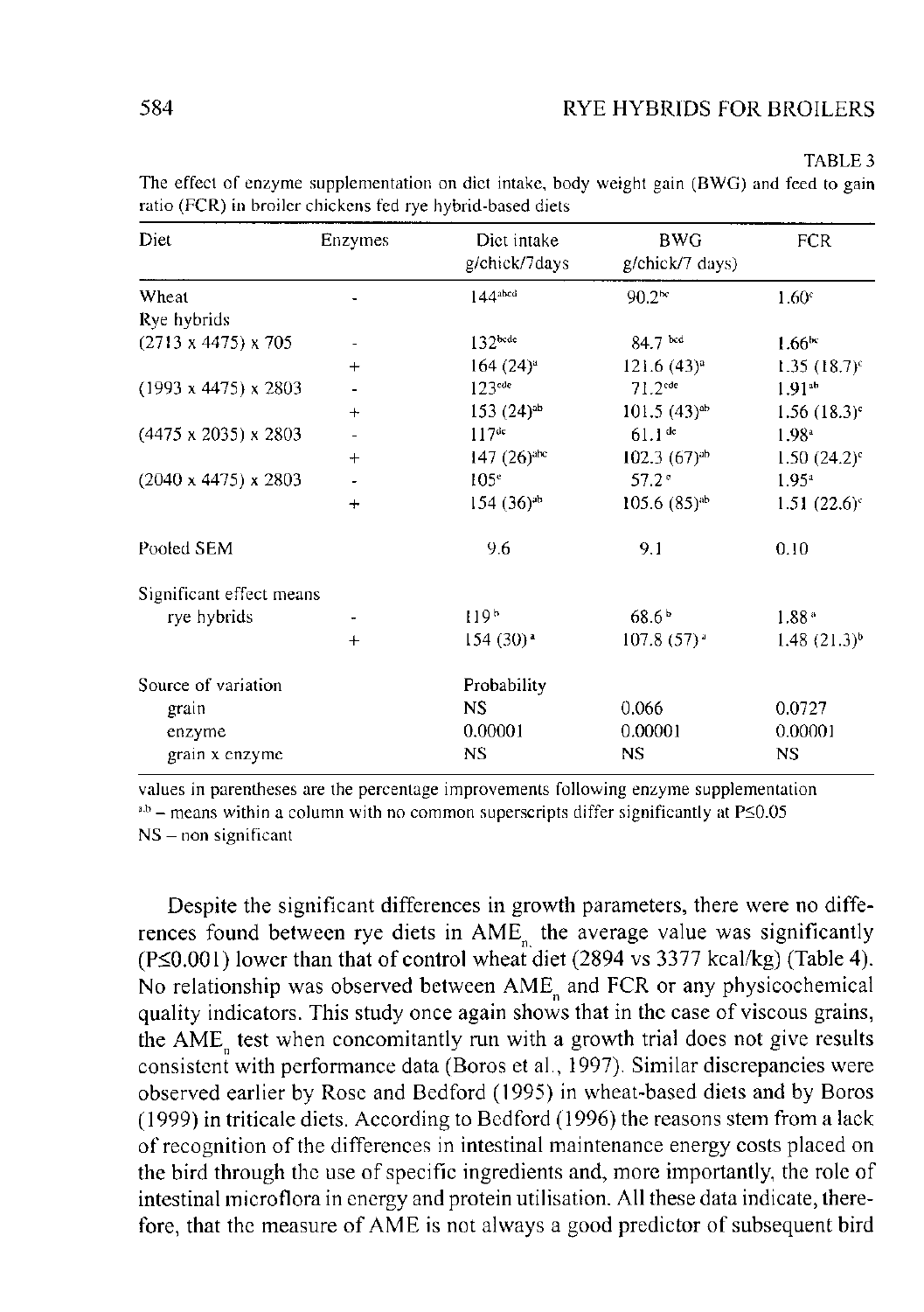TABLE 3

The effect of enzyme supplementation on diet intake, body weight gain (BWG) and feed to gain ratio (FCR) in broiler chickens fed rye hybrid-based diets

| Diet | Enzymes | Diet intake g/chick/7days | BWG g/chick/7 days) | FCR |
|---|---|---|---|---|
| Wheat | - | 144[abcd] | 90.2[bc] | 1.60[c] |
| Rye hybrids | | | | |
| (2713 x 4475) x 705 | - | 132[bcde] | 84.7 [bcd] | 1.66[bc] |
| | + | 164 (24)[a] | 121.6 (43)[a] | 1.35 (18.7)[c] |
| (1993 x 4475) x 2803 | - | 123[cde] | 71.2[cde] | 1.91[ab] |
| | + | 153 (24)[ab] | 101.5 (43)[ab] | 1.56 (18.3)[c] |
| (4475 x 2035) x 2803 | - | 117[de] | 61.1 [de] | 1.98[a] |
| | + | 147 (26)[abc] | 102.3 (67)[ab] | 1.50 (24.2)[c] |
| (2040 x 4475) x 2803 | - | 105[e] | 57.2 [e] | 1.95[a] |
| | + | 154 (36)[ab] | 105.6 (85)[ab] | 1.51 (22.6)[c] |
| Pooled SEM | | 9.6 | 9.1 | 0.10 |
| Significant effect means | | | | |
| rye hybrids | - | 119 [b] | 68.6 [b] | 1.88 [a] |
| | + | 154 (30)[a] | 107.8 (57)[a] | 1.48 (21.3)[b] |
| Source of variation | | Probability | | |
| grain | | NS | 0.066 | 0.0727 |
| enzyme | | 0.00001 | 0.00001 | 0.00001 |
| grain x enzyme | | NS | NS | NS |

values in parentheses are the percentage improvements following enzyme supplementation

[a,b] – means within a column with no common superscripts differ significantly at P≤0.05

NS – non significant

Despite the significant differences in growth parameters, there were no differences found between rye diets in $AME_n$ the average value was significantly (P≤0.001) lower than that of control wheat diet (2894 vs 3377 kcal/kg) (Table 4). No relationship was observed between $AME_n$ and FCR or any physicochemical quality indicators. This study once again shows that in the case of viscous grains, the $AME_n$ test when concomitantly run with a growth trial does not give results consistent with performance data (Boros et al., 1997). Similar discrepancies were observed earlier by Rose and Bedford (1995) in wheat-based diets and by Boros (1999) in triticale diets. According to Bedford (1996) the reasons stem from a lack of recognition of the differences in intestinal maintenance energy costs placed on the bird through the use of specific ingredients and, more importantly, the role of intestinal microflora in energy and protein utilisation. All these data indicate, therefore, that the measure of AME is not always a good predictor of subsequent bird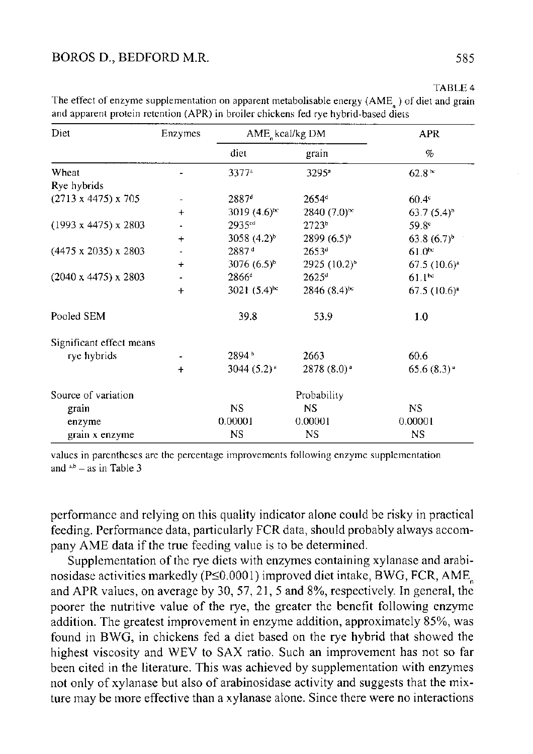TABLE 4

The effect of enzyme supplementation on apparent metabolisable energy ($AME_n$) of diet and grain and apparent protein retention (APR) in broiler chickens fed rye hybrid-based diets

| Diet | Enzymes | $AME_n$ kcal/kg DM | | APR |
|---|---|---|---|---|
| | | diet | grain | % |
| Wheat | - | 3377[a] | 3295[a] | 62.8[bc] |
| Rye hybrids | | | | |
| (2713 x 4475) x 705 | - | 2887[d] | 2654[c] | 60.4[c] |
| | + | 3019 (4.6)[bc] | 2840 (7.0)[bc] | 63.7 (5.4)[b] |
| (1993 x 4475) x 2803 | - | 2935[cd] | 2723[b] | 59.8[c] |
| | + | 3058 (4.2)[b] | 2899 (6.5)[b] | 63.8 (6.7)[b] |
| (4475 x 2035) x 2803 | - | 2887[d] | 2653[d] | 61.0[bc] |
| | + | 3076 (6.5)[b] | 2925 (10.2)[b] | 67.5 (10.6)[a] |
| (2040 x 4475) x 2803 | - | 2866[d] | 2625[d] | 61.1[bc] |
| | + | 3021 (5.4)[bc] | 2846 (8.4)[bc] | 67.5 (10.6)[a] |
| Pooled SEM | | 39.8 | 53.9 | 1.0 |
| Significant effect means | | | | |
| rye hybrids | - | 2894[b] | 2663 | 60.6 |
| | + | 3044 (5.2)[a] | 2878 (8.0)[a] | 65.6 (8.3)[a] |
| Source of variation | | | Probability | |
| grain | | NS | NS | NS |
| enzyme | | 0.00001 | 0.00001 | 0.00001 |
| grain x enzyme | | NS | NS | NS |

values in parentheses are the percentage improvements following enzyme supplementation and [a,b] – as in Table 3

performance and relying on this quality indicator alone could be risky in practical feeding. Performance data, particularly FCR data, should probably always accompany AME data if the true feeding value is to be determined.

Supplementation of the rye diets with enzymes containing xylanase and arabinosidase activities markedly ($P \leq 0.0001$) improved diet intake, BWG, FCR, $AME_n$ and APR values, on average by 30, 57, 21, 5 and 8%, respectively. In general, the poorer the nutritive value of the rye, the greater the benefit following enzyme addition. The greatest improvement in enzyme addition, approximately 85%, was found in BWG, in chickens fed a diet based on the rye hybrid that showed the highest viscosity and WEV to SAX ratio. Such an improvement has not so far been cited in the literature. This was achieved by supplementation with enzymes not only of xylanase but also of arabinosidase activity and suggests that the mixture may be more effective than a xylanase alone. Since there were no interactions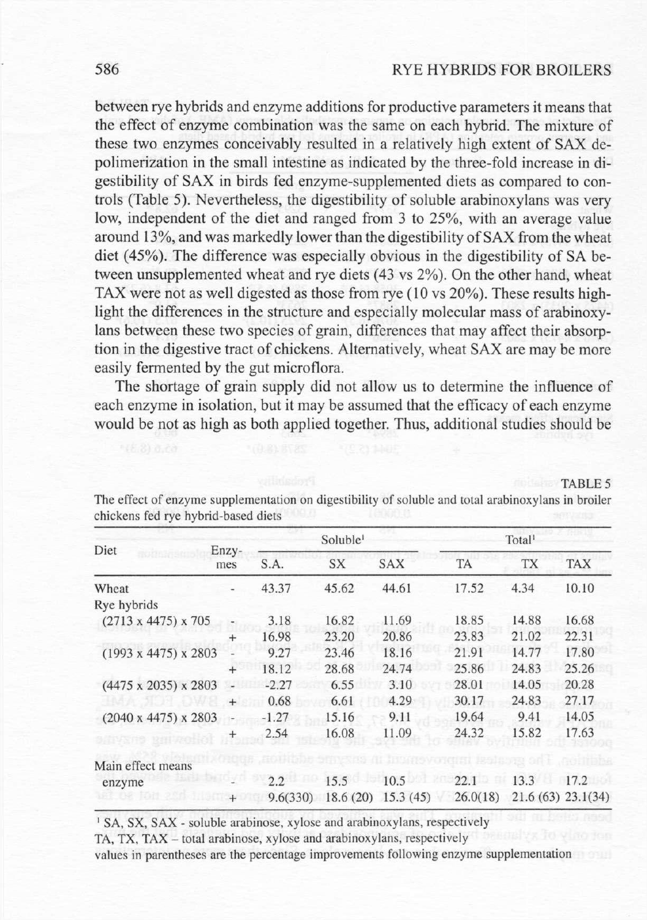between rye hybrids and enzyme additions for productive parameters it means that the effect of enzyme combination was the same on each hybrid. The mixture of these two enzymes conceivably resulted in a relatively high extent of SAX depolimerization in the small intestine as indicated by the three-fold increase in digestibility of SAX in birds fed enzyme-supplemented diets as compared to controls (Table 5). Nevertheless, the digestibility of soluble arabinoxylans was very low, independent of the diet and ranged from 3 to 25%, with an average value around 13%, and was markedly lower than the digestibility of SAX from the wheat diet (45%). The difference was especially obvious in the digestibility of SA between unsupplemented wheat and rye diets (43 vs 2%). On the other hand, wheat TAX were not as well digested as those from rye (10 vs 20%). These results highlight the differences in the structure and especially molecular mass of arabinoxylans between these two species of grain, differences that may affect their absorption in the digestive tract of chickens. Alternatively, wheat SAX are may be more easily fermented by the gut microflora.

The shortage of grain supply did not allow us to determine the influence of each enzyme in isolation, but it may be assumed that the efficacy of each enzyme would be not as high as both applied together. Thus, additional studies should be

TABLE 5

The effect of enzyme supplementation on digestibility of soluble and total arabinoxylans in broiler chickens fed rye hybrid-based diets

| Diet | Enzymes | Soluble[1] | | | Total[1] | | |
|---|---|---|---|---|---|---|---|
| | | S.A. | SX | SAX | TA | TX | TAX |
| Wheat | - | 43.37 | 45.62 | 44.61 | 17.52 | 4.34 | 10.10 |
| Rye hybrids | | | | | | | |
| (2713 x 4475) x 705 | - | 3.18 | 16.82 | 11.69 | 18.85 | 14.88 | 16.68 |
| | + | 16.98 | 23.20 | 20.86 | 23.83 | 21.02 | 22.31 |
| (1993 x 4475) x 2803 | - | 9.27 | 23.46 | 18.16 | 21.91 | 14.77 | 17.80 |
| | + | 18.12 | 28.68 | 24.74 | 25.86 | 24.83 | 25.26 |
| (4475 x 2035) x 2803 | - | -2.27 | 6.55 | 3.10 | 28.01 | 14.05 | 20.28 |
| | + | 0.68 | 6.61 | 4.29 | 30.17 | 24.83 | 27.17 |
| (2040 x 4475) x 2803 | - | -1.27 | 15.16 | 9.11 | 19.64 | 9.41 | 14.05 |
| | + | 2.54 | 16.08 | 11.09 | 24.32 | 15.82 | 17.63 |
| Main effect means | | | | | | | |
| enzyme | - | 2.2 | 15.5 | 10.5 | 22.1 | 13.3 | 17.2 |
| | + | 9.6(330) | 18.6 (20) | 15.3 (45) | 26.0(18) | 21.6 (63) | 23.1(34) |

[1] SA, SX, SAX - soluble arabinose, xylose and arabinoxylans, respectively

TA, TX, TAX – total arabinose, xylose and arabinoxylans, respectively

values in parentheses are the percentage improvements following enzyme supplementation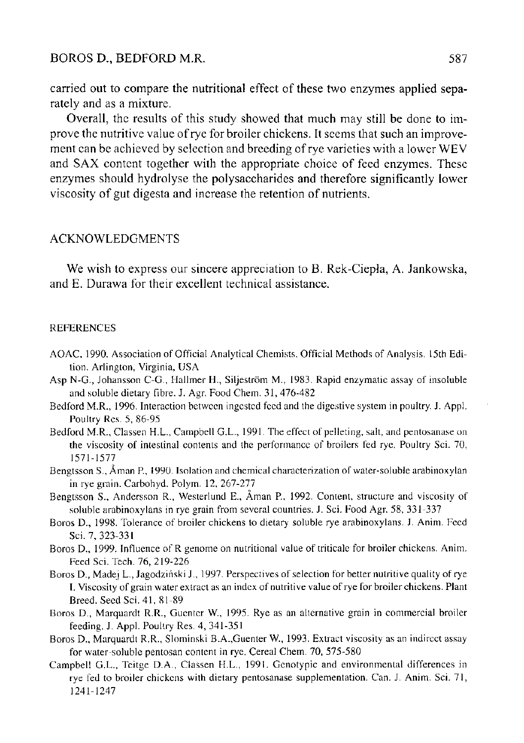carried out to compare the nutritional effect of these two enzymes applied separately and as a mixture.

Overall, the results of this study showed that much may still be done to improve the nutritive value of rye for broiler chickens. It seems that such an improvement can be achieved by selection and breeding of rye varieties with a lower WEV and SAX content together with the appropriate choice of feed enzymes. These enzymes should hydrolyse the polysaccharides and therefore significantly lower viscosity of gut digesta and increase the retention of nutrients.

## ACKNOWLEDGMENTS

We wish to express our sincere appreciation to B. Rek-Ciepła, A. Jankowska, and E. Durawa for their excellent technical assistance.

## REFERENCES

- AOAC, 1990. Association of Official Analytical Chemists. Official Methods of Analysis. 15th Edition. Arlington, Virginia, USA
- Asp N-G., Johansson C-G., Hallmer H., Siljeström M., 1983. Rapid enzymatic assay of insoluble and soluble dietary fibre. J. Agr. Food Chem. 31, 476-482
- Bedford M.R., 1996. Interaction between ingested feed and the digestive system in poultry. J. Appl. Poultry Res. 5, 86-95
- Bedford M.R., Classen H.L., Campbell G.L., 1991. The effect of pelleting, salt, and pentosanase on the viscosity of intestinal contents and the performance of broilers fed rye. Poultry Sci. 70, 1571-1577
- Bengtsson S., Åman P., 1990. Isolation and chemical characterization of water-soluble arabinoxylan in rye grain. Carbohyd. Polym. 12, 267-277
- Bengtsson S., Andersson R., Westerlund E., Åman P., 1992. Content, structure and viscosity of soluble arabinoxylans in rye grain from several countries. J. Sci. Food Agr. 58, 331-337
- Boros D., 1998. Tolerance of broiler chickens to dietary soluble rye arabinoxylans. J. Anim. Feed Sci. 7, 323-331
- Boros D., 1999. Influence of R genome on nutritional value of triticale for broiler chickens. Anim. Feed Sci. Tech. 76, 219-226
- Boros D., Madej L., Jagodziński J., 1997. Perspectives of selection for better nutritive quality of rye I. Viscosity of grain water extract as an index of nutritive value of rye for broiler chickens. Plant Breed. Seed Sci. 41, 81-89
- Boros D., Marquardt R.R., Guenter W., 1995. Rye as an alternative grain in commercial broiler feeding. J. Appl. Poultry Res. 4, 341-351
- Boros D., Marquardt R.R., Slominski B.A.,Guenter W., 1993. Extract viscosity as an indirect assay for water-soluble pentosan content in rye. Cereal Chem. 70, 575-580
- Campbell G.L., Teitge D.A., Classen H.L., 1991. Genotypic and environmental differences in rye fed to broiler chickens with dietary pentosanase supplementation. Can. J. Anim. Sci. 71, 1241-1247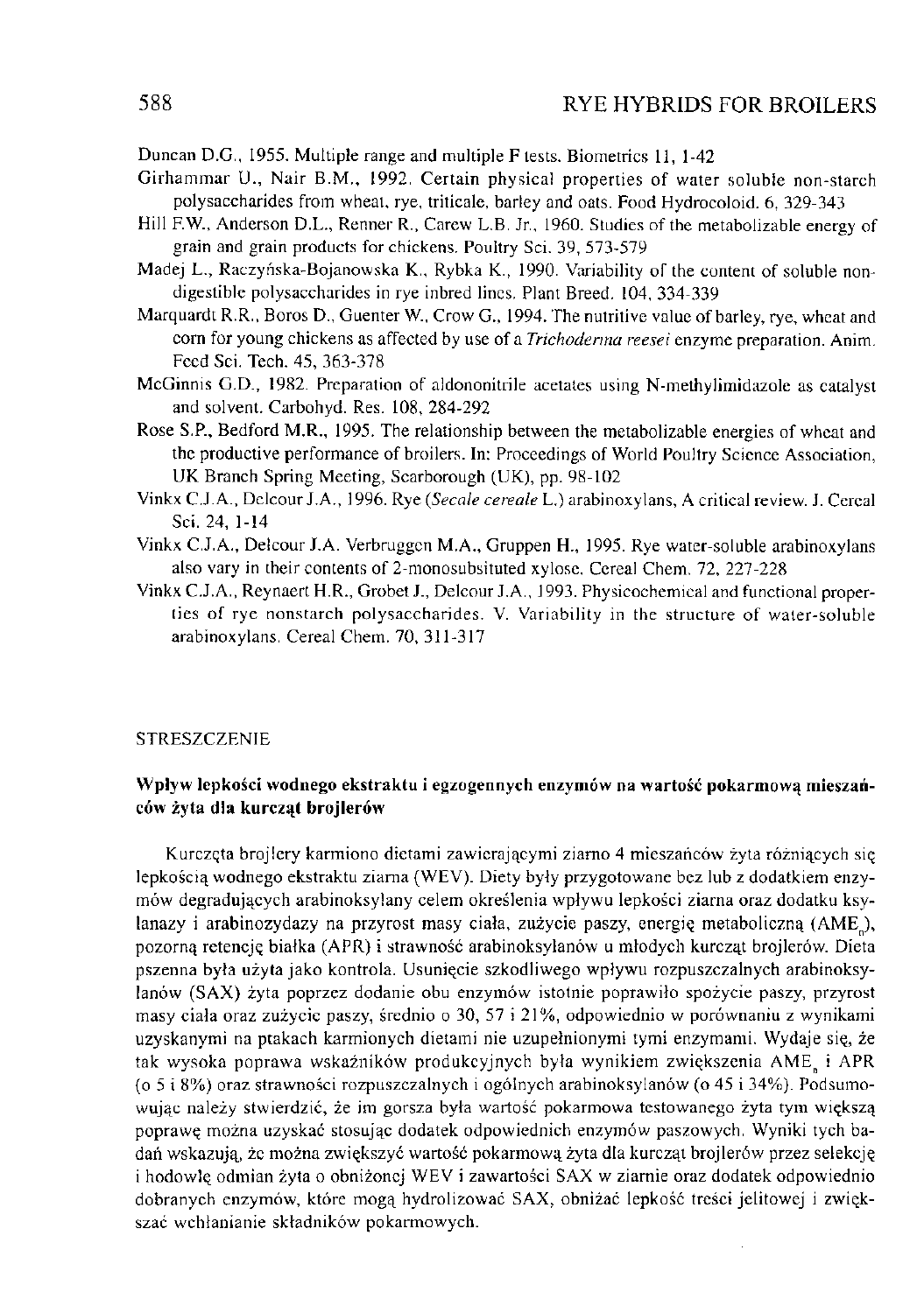Duncan D.G., 1955. Multiple range and multiple F tests. Biometrics 11, 1-42

Girhammar U., Nair B.M., 1992. Certain physical properties of water soluble non-starch polysaccharides from wheat, rye, triticale, barley and oats. Food Hydrocoloid. 6, 329-343

Hill F.W., Anderson D.L., Renner R., Carew L.B. Jr., 1960. Studies of the metabolizable energy of grain and grain products for chickens. Poultry Sci. 39, 573-579

Madej L., Raczyńska-Bojanowska K., Rybka K., 1990. Variability of the content of soluble non-digestible polysaccharides in rye inbred lines. Plant Breed. 104, 334-339

Marquardt R.R., Boros D., Guenter W., Crow G., 1994. The nutritive value of barley, rye, wheat and corn for young chickens as affected by use of a *Trichoderma reesei* enzyme preparation. Anim. Feed Sci. Tech. 45, 363-378

McGinnis G.D., 1982. Preparation of aldononitrile acetates using N-methylimidazole as catalyst and solvent. Carbohyd. Res. 108, 284-292

Rose S.P., Bedford M.R., 1995. The relationship between the metabolizable energies of wheat and the productive performance of broilers. In: Proceedings of World Poultry Science Association, UK Branch Spring Meeting, Scarborough (UK), pp. 98-102

Vinkx C.J.A., Delcour J.A., 1996. Rye (*Secale cereale* L.) arabinoxylans, A critical review. J. Cereal Sci. 24, 1-14

Vinkx C.J.A., Delcour J.A. Verbruggen M.A., Gruppen H., 1995. Rye water-soluble arabinoxylans also vary in their contents of 2-monosubsituted xylose. Cereal Chem. 72, 227-228

Vinkx C.J.A., Reynaert H.R., Grobet J., Delcour J.A., 1993. Physicochemical and functional properties of rye nonstarch polysaccharides. V. Variability in the structure of water-soluble arabinoxylans. Cereal Chem. 70, 311-317

## STRESZCZENIE

### Wpływ lepkości wodnego ekstraktu i egzogennych enzymów na wartość pokarmową mieszańców żyta dla kurcząt brojlerów

Kurczęta brojlery karmiono dietami zawierającymi ziarno 4 mieszańców żyta różniących się lepkością wodnego ekstraktu ziarna (WEV). Diety były przygotowane bez lub z dodatkiem enzymów degradujących arabinoksylany celem określenia wpływu lepkości ziarna oraz dodatku ksylanazy i arabinozydazy na przyrost masy ciała, zużycie paszy, energię metaboliczną ($AME_n$), pozorną retencję białka (APR) i strawność arabinoksylanów u młodych kurcząt brojlerów. Dieta pszenna była użyta jako kontrola. Usunięcie szkodliwego wpływu rozpuszczalnych arabinoksylanów (SAX) żyta poprzez dodanie obu enzymów istotnie poprawiło spożycie paszy, przyrost masy ciała oraz zużycie paszy, średnio o 30, 57 i 21%, odpowiednio w porównaniu z wynikami uzyskanymi na ptakach karmionych dietami nie uzupełnionymi tymi enzymami. Wydaje się, że tak wysoka poprawa wskaźników produkcyjnych była wynikiem zwiększenia $AME_n$ i APR (o 5 i 8%) oraz strawności rozpuszczalnych i ogólnych arabinoksylanów (o 45 i 34%). Podsumowując należy stwierdzić, że im gorsza była wartość pokarmowa testowanego żyta tym większą poprawę można uzyskać stosując dodatek odpowiednich enzymów paszowych. Wyniki tych badań wskazują, że można zwiększyć wartość pokarmową żyta dla kurcząt brojlerów przez selekcję i hodowlę odmian żyta o obniżonej WEV i zawartości SAX w ziarnie oraz dodatek odpowiednio dobranych enzymów, które mogą hydrolizować SAX, obniżać lepkość treści jelitowej i zwiększać wchłanianie składników pokarmowych.